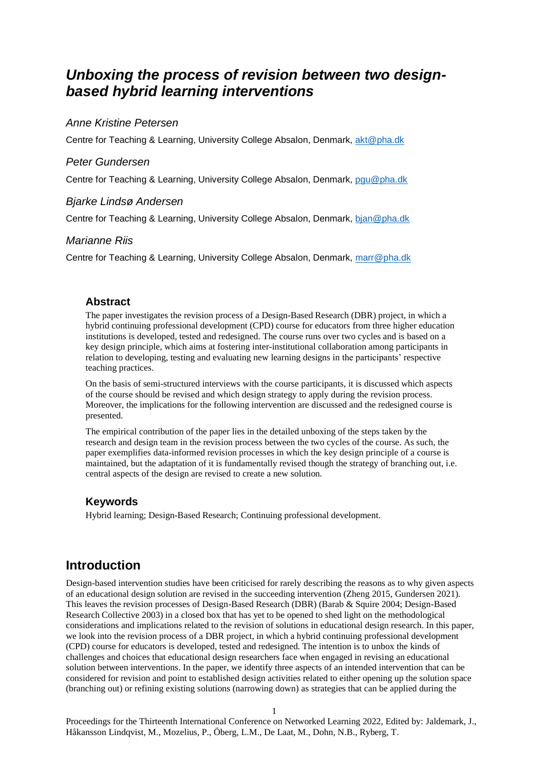# *Unboxing the process of revision between two design-based hybrid learning interventions*

*Anne Kristine Petersen*

Centre for Teaching & Learning, University College Absalon, Denmark, akt@pha.dk

*Peter Gundersen*

Centre for Teaching & Learning, University College Absalon, Denmark, pgu@pha.dk

*Bjarke Lindsø Andersen*

Centre for Teaching & Learning, University College Absalon, Denmark, bjan@pha.dk

*Marianne Riis*

Centre for Teaching & Learning, University College Absalon, Denmark, marr@pha.dk

### Abstract

The paper investigates the revision process of a Design-Based Research (DBR) project, in which a hybrid continuing professional development (CPD) course for educators from three higher education institutions is developed, tested and redesigned. The course runs over two cycles and is based on a key design principle, which aims at fostering inter-institutional collaboration among participants in relation to developing, testing and evaluating new learning designs in the participants' respective teaching practices.

On the basis of semi-structured interviews with the course participants, it is discussed which aspects of the course should be revised and which design strategy to apply during the revision process. Moreover, the implications for the following intervention are discussed and the redesigned course is presented.

The empirical contribution of the paper lies in the detailed unboxing of the steps taken by the research and design team in the revision process between the two cycles of the course. As such, the paper exemplifies data-informed revision processes in which the key design principle of a course is maintained, but the adaptation of it is fundamentally revised though the strategy of branching out, i.e. central aspects of the design are revised to create a new solution.

### Keywords

Hybrid learning; Design-Based Research; Continuing professional development.

## Introduction

Design-based intervention studies have been criticised for rarely describing the reasons as to why given aspects of an educational design solution are revised in the succeeding intervention (Zheng 2015, Gundersen 2021). This leaves the revision processes of Design-Based Research (DBR) (Barab & Squire 2004; Design-Based Research Collective 2003) in a closed box that has yet to be opened to shed light on the methodological considerations and implications related to the revision of solutions in educational design research. In this paper, we look into the revision process of a DBR project, in which a hybrid continuing professional development (CPD) course for educators is developed, tested and redesigned. The intention is to unbox the kinds of challenges and choices that educational design researchers face when engaged in revising an educational solution between interventions. In the paper, we identify three aspects of an intended intervention that can be considered for revision and point to established design activities related to either opening up the solution space (branching out) or refining existing solutions (narrowing down) as strategies that can be applied during the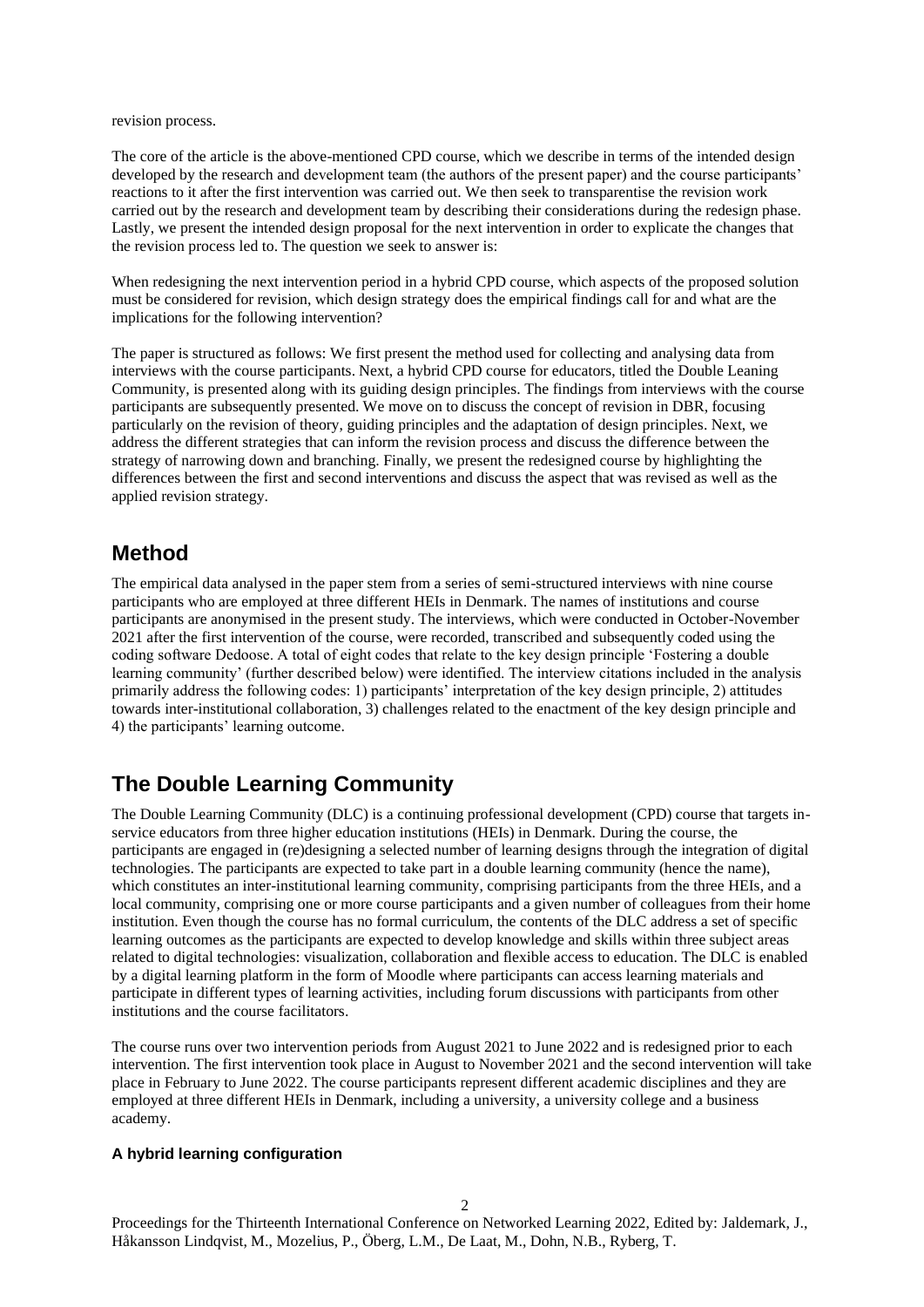revision process.

The core of the article is the above-mentioned CPD course, which we describe in terms of the intended design developed by the research and development team (the authors of the present paper) and the course participants' reactions to it after the first intervention was carried out. We then seek to transparentise the revision work carried out by the research and development team by describing their considerations during the redesign phase. Lastly, we present the intended design proposal for the next intervention in order to explicate the changes that the revision process led to. The question we seek to answer is:

When redesigning the next intervention period in a hybrid CPD course, which aspects of the proposed solution must be considered for revision, which design strategy does the empirical findings call for and what are the implications for the following intervention?

The paper is structured as follows: We first present the method used for collecting and analysing data from interviews with the course participants. Next, a hybrid CPD course for educators, titled the Double Leaning Community, is presented along with its guiding design principles. The findings from interviews with the course participants are subsequently presented. We move on to discuss the concept of revision in DBR, focusing particularly on the revision of theory, guiding principles and the adaptation of design principles. Next, we address the different strategies that can inform the revision process and discuss the difference between the strategy of narrowing down and branching. Finally, we present the redesigned course by highlighting the differences between the first and second interventions and discuss the aspect that was revised as well as the applied revision strategy.

## Method

The empirical data analysed in the paper stem from a series of semi-structured interviews with nine course participants who are employed at three different HEIs in Denmark. The names of institutions and course participants are anonymised in the present study. The interviews, which were conducted in October-November 2021 after the first intervention of the course, were recorded, transcribed and subsequently coded using the coding software Dedoose. A total of eight codes that relate to the key design principle 'Fostering a double learning community' (further described below) were identified. The interview citations included in the analysis primarily address the following codes: 1) participants' interpretation of the key design principle, 2) attitudes towards inter-institutional collaboration, 3) challenges related to the enactment of the key design principle and 4) the participants' learning outcome.

## The Double Learning Community

The Double Learning Community (DLC) is a continuing professional development (CPD) course that targets in-service educators from three higher education institutions (HEIs) in Denmark. During the course, the participants are engaged in (re)designing a selected number of learning designs through the integration of digital technologies. The participants are expected to take part in a double learning community (hence the name), which constitutes an inter-institutional learning community, comprising participants from the three HEIs, and a local community, comprising one or more course participants and a given number of colleagues from their home institution. Even though the course has no formal curriculum, the contents of the DLC address a set of specific learning outcomes as the participants are expected to develop knowledge and skills within three subject areas related to digital technologies: visualization, collaboration and flexible access to education. The DLC is enabled by a digital learning platform in the form of Moodle where participants can access learning materials and participate in different types of learning activities, including forum discussions with participants from other institutions and the course facilitators.

The course runs over two intervention periods from August 2021 to June 2022 and is redesigned prior to each intervention. The first intervention took place in August to November 2021 and the second intervention will take place in February to June 2022. The course participants represent different academic disciplines and they are employed at three different HEIs in Denmark, including a university, a university college and a business academy.

### A hybrid learning configuration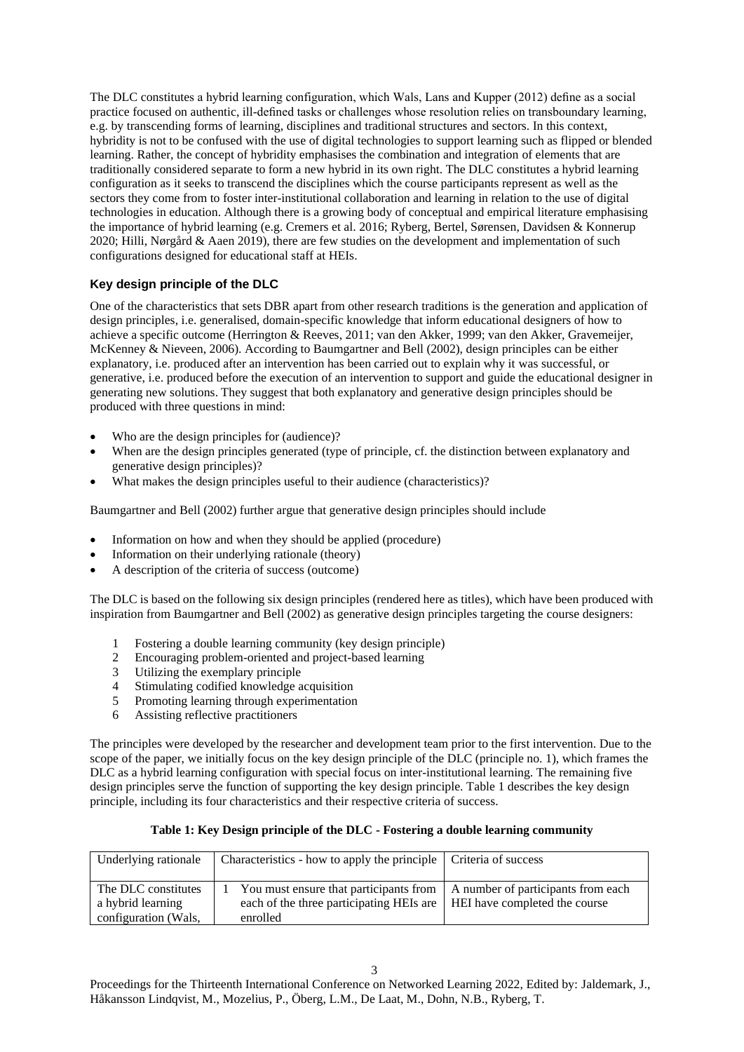The DLC constitutes a hybrid learning configuration, which Wals, Lans and Kupper (2012) define as a social practice focused on authentic, ill-defined tasks or challenges whose resolution relies on transboundary learning, e.g. by transcending forms of learning, disciplines and traditional structures and sectors. In this context, hybridity is not to be confused with the use of digital technologies to support learning such as flipped or blended learning. Rather, the concept of hybridity emphasises the combination and integration of elements that are traditionally considered separate to form a new hybrid in its own right. The DLC constitutes a hybrid learning configuration as it seeks to transcend the disciplines which the course participants represent as well as the sectors they come from to foster inter-institutional collaboration and learning in relation to the use of digital technologies in education. Although there is a growing body of conceptual and empirical literature emphasising the importance of hybrid learning (e.g. Cremers et al. 2016; Ryberg, Bertel, Sørensen, Davidsen & Konnerup 2020; Hilli, Nørgård & Aaen 2019), there are few studies on the development and implementation of such configurations designed for educational staff at HEIs.

### Key design principle of the DLC

One of the characteristics that sets DBR apart from other research traditions is the generation and application of design principles, i.e. generalised, domain-specific knowledge that inform educational designers of how to achieve a specific outcome (Herrington & Reeves, 2011; van den Akker, 1999; van den Akker, Gravemeijer, McKenney & Nieveen, 2006). According to Baumgartner and Bell (2002), design principles can be either explanatory, i.e. produced after an intervention has been carried out to explain why it was successful, or generative, i.e. produced before the execution of an intervention to support and guide the educational designer in generating new solutions. They suggest that both explanatory and generative design principles should be produced with three questions in mind:

- Who are the design principles for (audience)?
- When are the design principles generated (type of principle, cf. the distinction between explanatory and generative design principles)?
- What makes the design principles useful to their audience (characteristics)?

Baumgartner and Bell (2002) further argue that generative design principles should include

- Information on how and when they should be applied (procedure)
- Information on their underlying rationale (theory)
- A description of the criteria of success (outcome)

The DLC is based on the following six design principles (rendered here as titles), which have been produced with inspiration from Baumgartner and Bell (2002) as generative design principles targeting the course designers:

1. Fostering a double learning community (key design principle)
2. Encouraging problem-oriented and project-based learning
3. Utilizing the exemplary principle
4. Stimulating codified knowledge acquisition
5. Promoting learning through experimentation
6. Assisting reflective practitioners

The principles were developed by the researcher and development team prior to the first intervention. Due to the scope of the paper, we initially focus on the key design principle of the DLC (principle no. 1), which frames the DLC as a hybrid learning configuration with special focus on inter-institutional learning. The remaining five design principles serve the function of supporting the key design principle. Table 1 describes the key design principle, including its four characteristics and their respective criteria of success.

**Table 1: Key Design principle of the DLC - Fostering a double learning community**

| Underlying rationale | Characteristics - how to apply the principle | Criteria of success |
|---|---|---|
| The DLC constitutes a hybrid learning configuration (Wals, | 1 You must ensure that participants from each of the three participating HEIs are enrolled | A number of participants from each HEI have completed the course |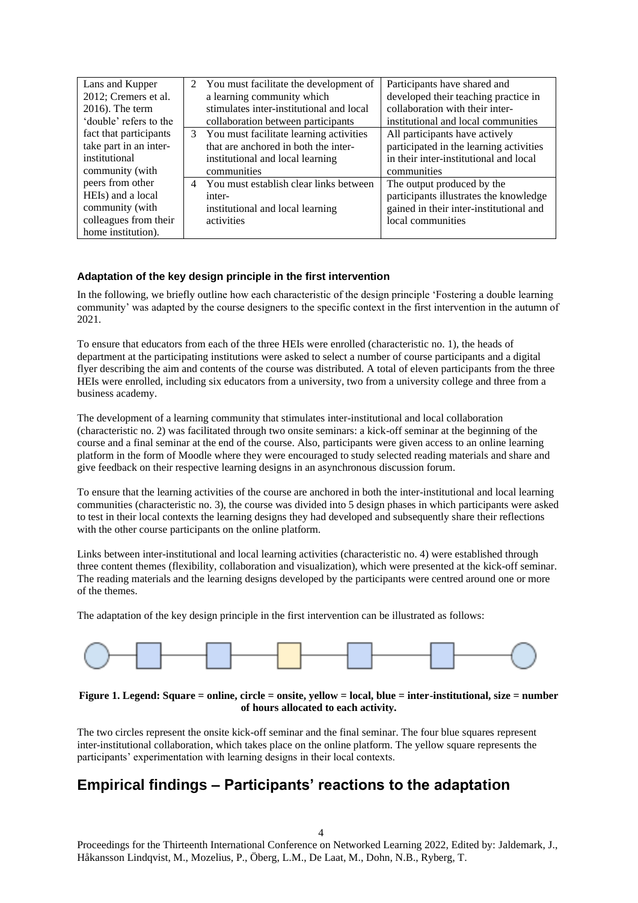| Lans and Kupper 2012; Cremers et al. 2016). The term 'double' refers to the fact that participants take part in an inter-institutional community (with peers from other HEIs) and a local community (with colleagues from their home institution). | 2 You must facilitate the development of a learning community which stimulates inter-institutional and local collaboration between participants | Participants have shared and developed their teaching practice in collaboration with their inter-institutional and local communities |
|---|---|---|
| | 3 You must facilitate learning activities that are anchored in both the inter-institutional and local learning communities | All participants have actively participated in the learning activities in their inter-institutional and local communities |
| | 4 You must establish clear links between inter-institutional and local learning activities | The output produced by the participants illustrates the knowledge gained in their inter-institutional and local communities |

### Adaptation of the key design principle in the first intervention

In the following, we briefly outline how each characteristic of the design principle 'Fostering a double learning community' was adapted by the course designers to the specific context in the first intervention in the autumn of 2021.

To ensure that educators from each of the three HEIs were enrolled (characteristic no. 1), the heads of department at the participating institutions were asked to select a number of course participants and a digital flyer describing the aim and contents of the course was distributed. A total of eleven participants from the three HEIs were enrolled, including six educators from a university, two from a university college and three from a business academy.

The development of a learning community that stimulates inter-institutional and local collaboration (characteristic no. 2) was facilitated through two onsite seminars: a kick-off seminar at the beginning of the course and a final seminar at the end of the course. Also, participants were given access to an online learning platform in the form of Moodle where they were encouraged to study selected reading materials and share and give feedback on their respective learning designs in an asynchronous discussion forum.

To ensure that the learning activities of the course are anchored in both the inter-institutional and local learning communities (characteristic no. 3), the course was divided into 5 design phases in which participants were asked to test in their local contexts the learning designs they had developed and subsequently share their reflections with the other course participants on the online platform.

Links between inter-institutional and local learning activities (characteristic no. 4) were established through three content themes (flexibility, collaboration and visualization), which were presented at the kick-off seminar. The reading materials and the learning designs developed by the participants were centred around one or more of the themes.

The adaptation of the key design principle in the first intervention can be illustrated as follows:

**Figure 1. Legend: Square = online, circle = onsite, yellow = local, blue = inter-institutional, size = number of hours allocated to each activity.**

The two circles represent the onsite kick-off seminar and the final seminar. The four blue squares represent inter-institutional collaboration, which takes place on the online platform. The yellow square represents the participants' experimentation with learning designs in their local contexts.

## Empirical findings – Participants' reactions to the adaptation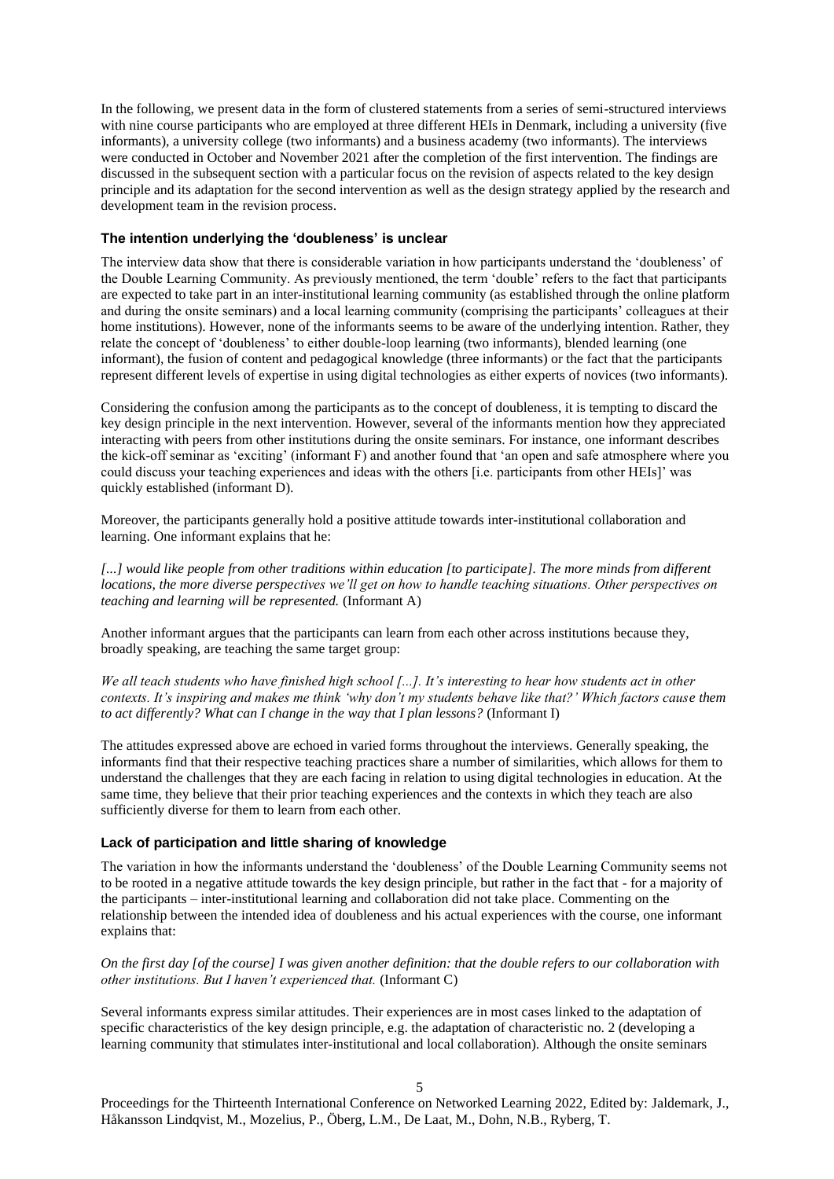In the following, we present data in the form of clustered statements from a series of semi-structured interviews with nine course participants who are employed at three different HEIs in Denmark, including a university (five informants), a university college (two informants) and a business academy (two informants). The interviews were conducted in October and November 2021 after the completion of the first intervention. The findings are discussed in the subsequent section with a particular focus on the revision of aspects related to the key design principle and its adaptation for the second intervention as well as the design strategy applied by the research and development team in the revision process.

### The intention underlying the 'doubleness' is unclear

The interview data show that there is considerable variation in how participants understand the 'doubleness' of the Double Learning Community. As previously mentioned, the term 'double' refers to the fact that participants are expected to take part in an inter-institutional learning community (as established through the online platform and during the onsite seminars) and a local learning community (comprising the participants' colleagues at their home institutions). However, none of the informants seems to be aware of the underlying intention. Rather, they relate the concept of 'doubleness' to either double-loop learning (two informants), blended learning (one informant), the fusion of content and pedagogical knowledge (three informants) or the fact that the participants represent different levels of expertise in using digital technologies as either experts of novices (two informants).

Considering the confusion among the participants as to the concept of doubleness, it is tempting to discard the key design principle in the next intervention. However, several of the informants mention how they appreciated interacting with peers from other institutions during the onsite seminars. For instance, one informant describes the kick-off seminar as 'exciting' (informant F) and another found that 'an open and safe atmosphere where you could discuss your teaching experiences and ideas with the others [i.e. participants from other HEIs]' was quickly established (informant D).

Moreover, the participants generally hold a positive attitude towards inter-institutional collaboration and learning. One informant explains that he:

*[...] would like people from other traditions within education [to participate]. The more minds from different locations, the more diverse perspectives we'll get on how to handle teaching situations. Other perspectives on teaching and learning will be represented.* (Informant A)

Another informant argues that the participants can learn from each other across institutions because they, broadly speaking, are teaching the same target group:

*We all teach students who have finished high school [...]. It's interesting to hear how students act in other contexts. It's inspiring and makes me think 'why don't my students behave like that?' Which factors cause them to act differently? What can I change in the way that I plan lessons?* (Informant I)

The attitudes expressed above are echoed in varied forms throughout the interviews. Generally speaking, the informants find that their respective teaching practices share a number of similarities, which allows for them to understand the challenges that they are each facing in relation to using digital technologies in education. At the same time, they believe that their prior teaching experiences and the contexts in which they teach are also sufficiently diverse for them to learn from each other.

### Lack of participation and little sharing of knowledge

The variation in how the informants understand the 'doubleness' of the Double Learning Community seems not to be rooted in a negative attitude towards the key design principle, but rather in the fact that - for a majority of the participants – inter-institutional learning and collaboration did not take place. Commenting on the relationship between the intended idea of doubleness and his actual experiences with the course, one informant explains that:

*On the first day [of the course] I was given another definition: that the double refers to our collaboration with other institutions. But I haven't experienced that.* (Informant C)

Several informants express similar attitudes. Their experiences are in most cases linked to the adaptation of specific characteristics of the key design principle, e.g. the adaptation of characteristic no. 2 (developing a learning community that stimulates inter-institutional and local collaboration). Although the onsite seminars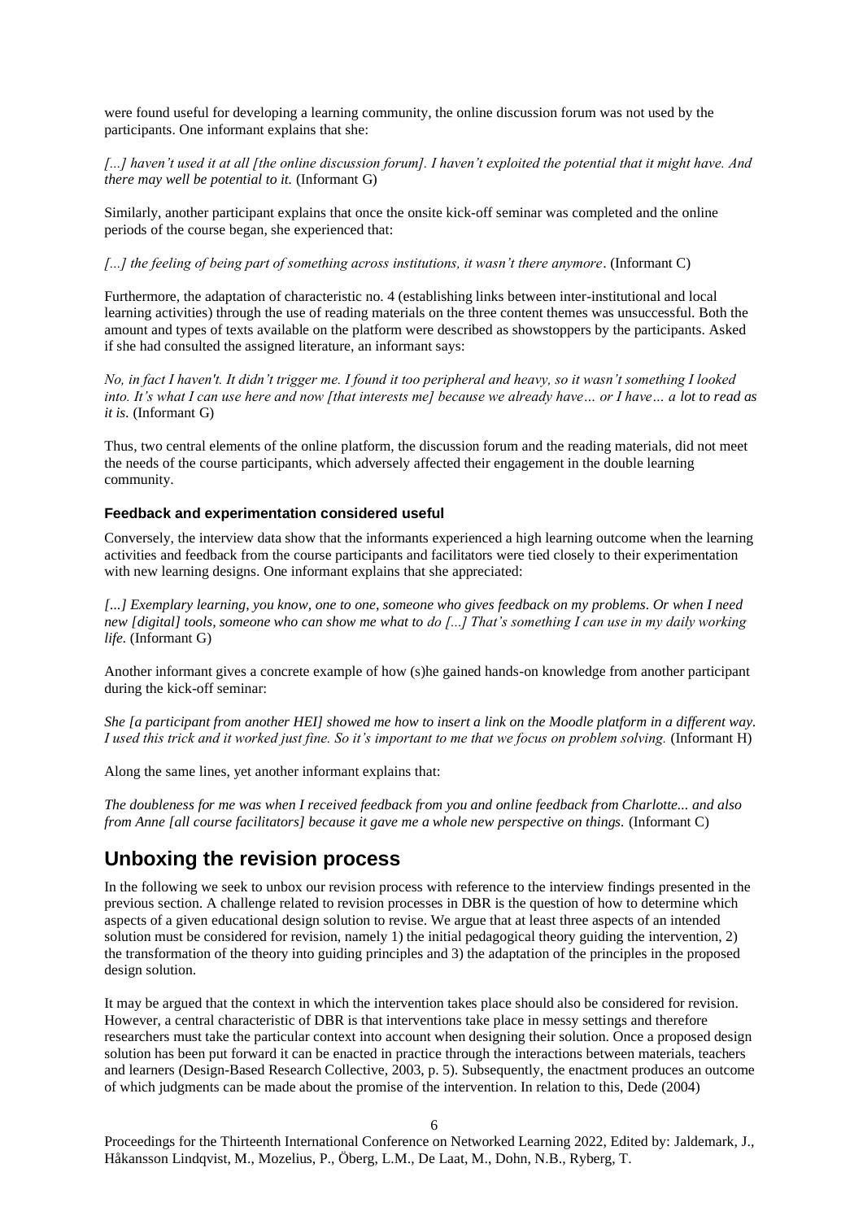were found useful for developing a learning community, the online discussion forum was not used by the participants. One informant explains that she:

*[...] haven't used it at all [the online discussion forum]. I haven't exploited the potential that it might have. And there may well be potential to it.* (Informant G)

Similarly, another participant explains that once the onsite kick-off seminar was completed and the online periods of the course began, she experienced that:

*[...] the feeling of being part of something across institutions, it wasn't there anymore*. (Informant C)

Furthermore, the adaptation of characteristic no. 4 (establishing links between inter-institutional and local learning activities) through the use of reading materials on the three content themes was unsuccessful. Both the amount and types of texts available on the platform were described as showstoppers by the participants. Asked if she had consulted the assigned literature, an informant says:

*No, in fact I haven't. It didn't trigger me. I found it too peripheral and heavy, so it wasn't something I looked into. It's what I can use here and now [that interests me] because we already have… or I have… a lot to read as it is.* (Informant G)

Thus, two central elements of the online platform, the discussion forum and the reading materials, did not meet the needs of the course participants, which adversely affected their engagement in the double learning community.

### Feedback and experimentation considered useful

Conversely, the interview data show that the informants experienced a high learning outcome when the learning activities and feedback from the course participants and facilitators were tied closely to their experimentation with new learning designs. One informant explains that she appreciated:

*[...] Exemplary learning, you know, one to one, someone who gives feedback on my problems. Or when I need new [digital] tools, someone who can show me what to do [...] That's something I can use in my daily working life.* (Informant G)

Another informant gives a concrete example of how (s)he gained hands-on knowledge from another participant during the kick-off seminar:

*She [a participant from another HEI] showed me how to insert a link on the Moodle platform in a different way. I used this trick and it worked just fine. So it's important to me that we focus on problem solving.* (Informant H)

Along the same lines, yet another informant explains that:

*The doubleness for me was when I received feedback from you and online feedback from Charlotte... and also from Anne [all course facilitators] because it gave me a whole new perspective on things.* (Informant C)

## Unboxing the revision process

In the following we seek to unbox our revision process with reference to the interview findings presented in the previous section. A challenge related to revision processes in DBR is the question of how to determine which aspects of a given educational design solution to revise. We argue that at least three aspects of an intended solution must be considered for revision, namely 1) the initial pedagogical theory guiding the intervention, 2) the transformation of the theory into guiding principles and 3) the adaptation of the principles in the proposed design solution.

It may be argued that the context in which the intervention takes place should also be considered for revision. However, a central characteristic of DBR is that interventions take place in messy settings and therefore researchers must take the particular context into account when designing their solution. Once a proposed design solution has been put forward it can be enacted in practice through the interactions between materials, teachers and learners (Design-Based Research Collective, 2003, p. 5). Subsequently, the enactment produces an outcome of which judgments can be made about the promise of the intervention. In relation to this, Dede (2004)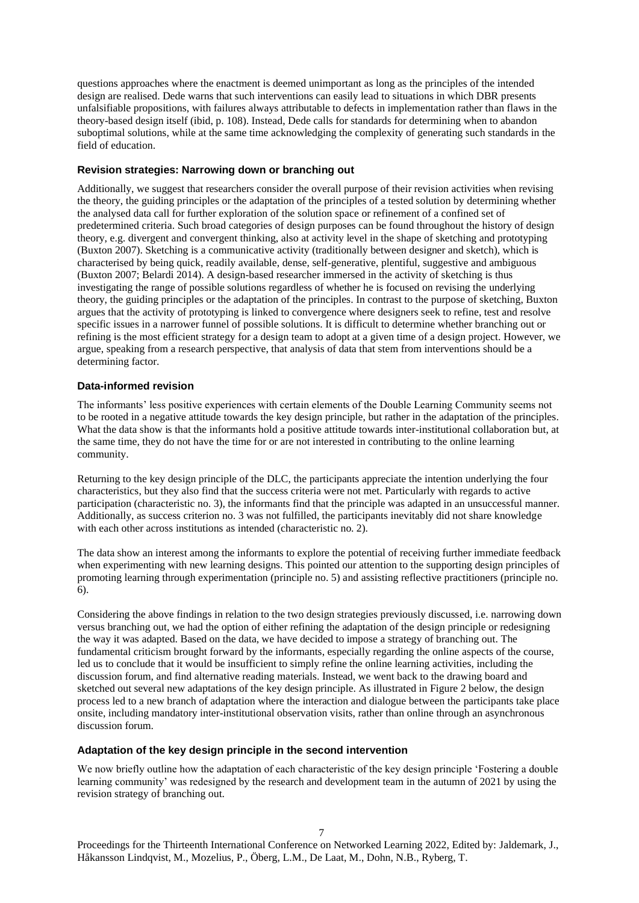questions approaches where the enactment is deemed unimportant as long as the principles of the intended design are realised. Dede warns that such interventions can easily lead to situations in which DBR presents unfalsifiable propositions, with failures always attributable to defects in implementation rather than flaws in the theory-based design itself (ibid, p. 108). Instead, Dede calls for standards for determining when to abandon suboptimal solutions, while at the same time acknowledging the complexity of generating such standards in the field of education.

### Revision strategies: Narrowing down or branching out

Additionally, we suggest that researchers consider the overall purpose of their revision activities when revising the theory, the guiding principles or the adaptation of the principles of a tested solution by determining whether the analysed data call for further exploration of the solution space or refinement of a confined set of predetermined criteria. Such broad categories of design purposes can be found throughout the history of design theory, e.g. divergent and convergent thinking, also at activity level in the shape of sketching and prototyping (Buxton 2007). Sketching is a communicative activity (traditionally between designer and sketch), which is characterised by being quick, readily available, dense, self-generative, plentiful, suggestive and ambiguous (Buxton 2007; Belardi 2014). A design-based researcher immersed in the activity of sketching is thus investigating the range of possible solutions regardless of whether he is focused on revising the underlying theory, the guiding principles or the adaptation of the principles. In contrast to the purpose of sketching, Buxton argues that the activity of prototyping is linked to convergence where designers seek to refine, test and resolve specific issues in a narrower funnel of possible solutions. It is difficult to determine whether branching out or refining is the most efficient strategy for a design team to adopt at a given time of a design project. However, we argue, speaking from a research perspective, that analysis of data that stem from interventions should be a determining factor.

### Data-informed revision

The informants' less positive experiences with certain elements of the Double Learning Community seems not to be rooted in a negative attitude towards the key design principle, but rather in the adaptation of the principles. What the data show is that the informants hold a positive attitude towards inter-institutional collaboration but, at the same time, they do not have the time for or are not interested in contributing to the online learning community.

Returning to the key design principle of the DLC, the participants appreciate the intention underlying the four characteristics, but they also find that the success criteria were not met. Particularly with regards to active participation (characteristic no. 3), the informants find that the principle was adapted in an unsuccessful manner. Additionally, as success criterion no. 3 was not fulfilled, the participants inevitably did not share knowledge with each other across institutions as intended (characteristic no. 2).

The data show an interest among the informants to explore the potential of receiving further immediate feedback when experimenting with new learning designs. This pointed our attention to the supporting design principles of promoting learning through experimentation (principle no. 5) and assisting reflective practitioners (principle no. 6).

Considering the above findings in relation to the two design strategies previously discussed, i.e. narrowing down versus branching out, we had the option of either refining the adaptation of the design principle or redesigning the way it was adapted. Based on the data, we have decided to impose a strategy of branching out. The fundamental criticism brought forward by the informants, especially regarding the online aspects of the course, led us to conclude that it would be insufficient to simply refine the online learning activities, including the discussion forum, and find alternative reading materials. Instead, we went back to the drawing board and sketched out several new adaptations of the key design principle. As illustrated in Figure 2 below, the design process led to a new branch of adaptation where the interaction and dialogue between the participants take place onsite, including mandatory inter-institutional observation visits, rather than online through an asynchronous discussion forum.

### Adaptation of the key design principle in the second intervention

We now briefly outline how the adaptation of each characteristic of the key design principle 'Fostering a double learning community' was redesigned by the research and development team in the autumn of 2021 by using the revision strategy of branching out.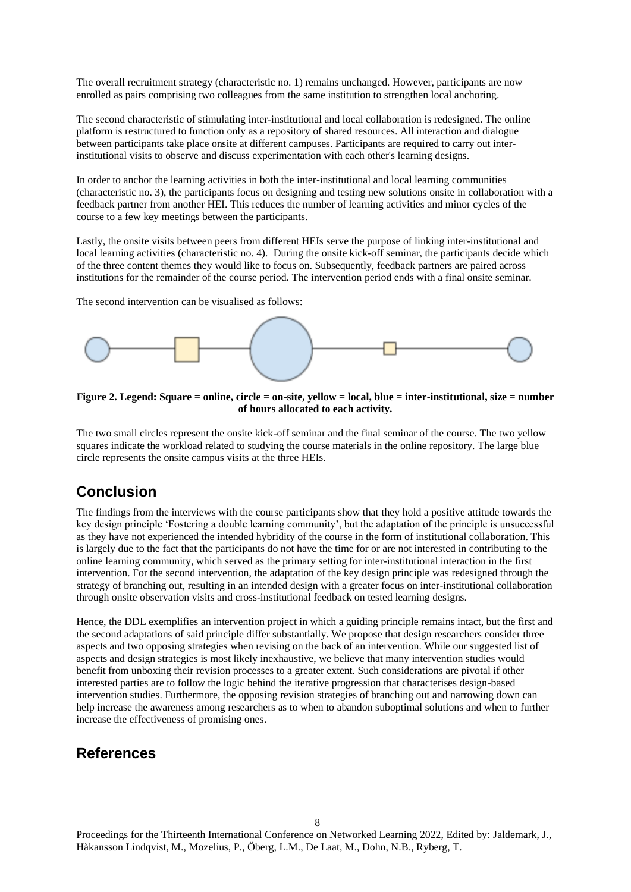The overall recruitment strategy (characteristic no. 1) remains unchanged. However, participants are now enrolled as pairs comprising two colleagues from the same institution to strengthen local anchoring.

The second characteristic of stimulating inter-institutional and local collaboration is redesigned. The online platform is restructured to function only as a repository of shared resources. All interaction and dialogue between participants take place onsite at different campuses. Participants are required to carry out inter-institutional visits to observe and discuss experimentation with each other's learning designs.

In order to anchor the learning activities in both the inter-institutional and local learning communities (characteristic no. 3), the participants focus on designing and testing new solutions onsite in collaboration with a feedback partner from another HEI. This reduces the number of learning activities and minor cycles of the course to a few key meetings between the participants.

Lastly, the onsite visits between peers from different HEIs serve the purpose of linking inter-institutional and local learning activities (characteristic no. 4). During the onsite kick-off seminar, the participants decide which of the three content themes they would like to focus on. Subsequently, feedback partners are paired across institutions for the remainder of the course period. The intervention period ends with a final onsite seminar.

The second intervention can be visualised as follows:

**Figure 2. Legend: Square = online, circle = on-site, yellow = local, blue = inter-institutional, size = number of hours allocated to each activity.**

The two small circles represent the onsite kick-off seminar and the final seminar of the course. The two yellow squares indicate the workload related to studying the course materials in the online repository. The large blue circle represents the onsite campus visits at the three HEIs.

## Conclusion

The findings from the interviews with the course participants show that they hold a positive attitude towards the key design principle 'Fostering a double learning community', but the adaptation of the principle is unsuccessful as they have not experienced the intended hybridity of the course in the form of institutional collaboration. This is largely due to the fact that the participants do not have the time for or are not interested in contributing to the online learning community, which served as the primary setting for inter-institutional interaction in the first intervention. For the second intervention, the adaptation of the key design principle was redesigned through the strategy of branching out, resulting in an intended design with a greater focus on inter-institutional collaboration through onsite observation visits and cross-institutional feedback on tested learning designs.

Hence, the DDL exemplifies an intervention project in which a guiding principle remains intact, but the first and the second adaptations of said principle differ substantially. We propose that design researchers consider three aspects and two opposing strategies when revising on the back of an intervention. While our suggested list of aspects and design strategies is most likely inexhaustive, we believe that many intervention studies would benefit from unboxing their revision processes to a greater extent. Such considerations are pivotal if other interested parties are to follow the logic behind the iterative progression that characterises design-based intervention studies. Furthermore, the opposing revision strategies of branching out and narrowing down can help increase the awareness among researchers as to when to abandon suboptimal solutions and when to further increase the effectiveness of promising ones.

## References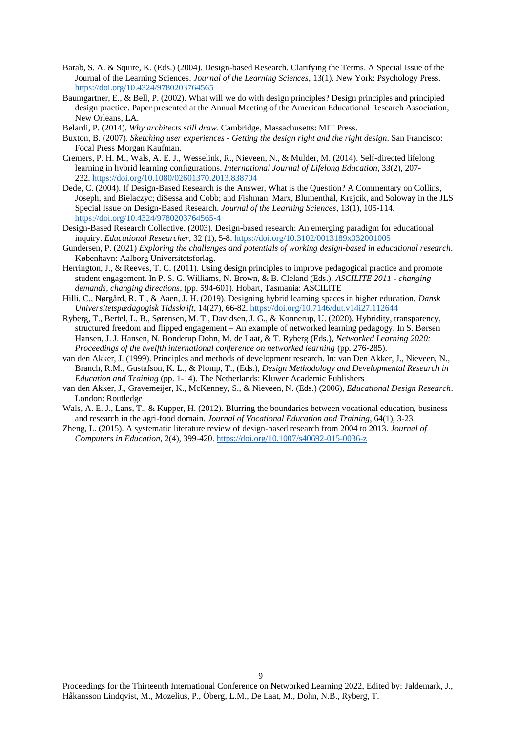Barab, S. A. & Squire, K. (Eds.) (2004). Design-based Research. Clarifying the Terms. A Special Issue of the Journal of the Learning Sciences. *Journal of the Learning Sciences*, 13(1). New York: Psychology Press. https://doi.org/10.4324/9780203764565

Baumgartner, E., & Bell, P. (2002). What will we do with design principles? Design principles and principled design practice. Paper presented at the Annual Meeting of the American Educational Research Association, New Orleans, LA.

Belardi, P. (2014). *Why architects still draw*. Cambridge, Massachusetts: MIT Press.

Buxton, B. (2007). *Sketching user experiences - Getting the design right and the right design*. San Francisco: Focal Press Morgan Kaufman.

Cremers, P. H. M., Wals, A. E. J., Wesselink, R., Nieveen, N., & Mulder, M. (2014). Self-directed lifelong learning in hybrid learning configurations. *International Journal of Lifelong Education*, 33(2), 207-232. https://doi.org/10.1080/02601370.2013.838704

Dede, C. (2004). If Design-Based Research is the Answer, What is the Question? A Commentary on Collins, Joseph, and Bielaczyc; diSessa and Cobb; and Fishman, Marx, Blumenthal, Krajcik, and Soloway in the JLS Special Issue on Design-Based Research. *Journal of the Learning Sciences*, 13(1), 105-114. https://doi.org/10.4324/9780203764565-4

Design-Based Research Collective. (2003). Design-based research: An emerging paradigm for educational inquiry. *Educational Researcher*, 32 (1), 5-8. https://doi.org/10.3102/0013189x032001005

Gundersen, P. (2021) *Exploring the challenges and potentials of working design-based in educational research*. København: Aalborg Universitetsforlag.

Herrington, J., & Reeves, T. C. (2011). Using design principles to improve pedagogical practice and promote student engagement. In P. S. G. Williams, N. Brown, & B. Cleland (Eds.), *ASCILITE 2011 - changing demands, changing directions*, (pp. 594-601). Hobart, Tasmania: ASCILITE

Hilli, C., Nørgård, R. T., & Aaen, J. H. (2019). Designing hybrid learning spaces in higher education. *Dansk Universitetspædagogisk Tidsskrift*, 14(27), 66-82. https://doi.org/10.7146/dut.v14i27.112644

Ryberg, T., Bertel, L. B., Sørensen, M. T., Davidsen, J. G., & Konnerup, U. (2020). Hybridity, transparency, structured freedom and flipped engagement – An example of networked learning pedagogy. In S. Børsen Hansen, J. J. Hansen, N. Bonderup Dohn, M. de Laat, & T. Ryberg (Eds.), *Networked Learning 2020: Proceedings of the twelfth international conference on networked learning* (pp. 276-285).

van den Akker, J. (1999). Principles and methods of development research. In: van Den Akker, J., Nieveen, N., Branch, R.M., Gustafson, K. L., & Plomp, T., (Eds.), *Design Methodology and Developmental Research in Education and Training* (pp. 1-14). The Netherlands: Kluwer Academic Publishers

van den Akker, J., Gravemeijer, K., McKenney, S., & Nieveen, N. (Eds.) (2006), *Educational Design Research*. London: Routledge

Wals, A. E. J., Lans, T., & Kupper, H. (2012). Blurring the boundaries between vocational education, business and research in the agri-food domain. *Journal of Vocational Education and Training*, 64(1), 3-23.

Zheng, L. (2015). A systematic literature review of design-based research from 2004 to 2013. *Journal of Computers in Education*, 2(4), 399-420. https://doi.org/10.1007/s40692-015-0036-z